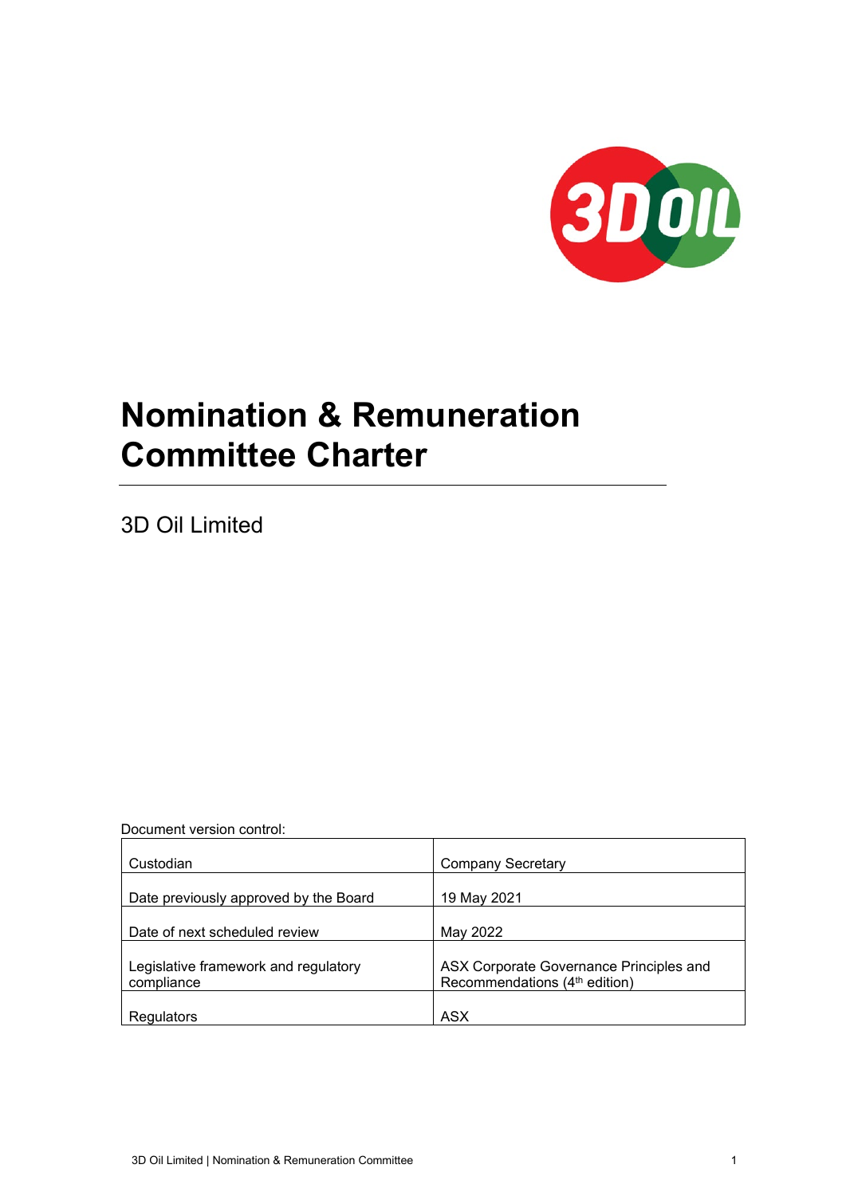# Nomination & Remuneration Committee Charter

3D Oil Limited

Document version control:

| | |
|---|---|
| Custodian | Company Secretary |
| Date previously approved by the Board | 19 May 2021 |
| Date of next scheduled review | May 2022 |
| Legislative framework and regulatory compliance | ASX Corporate Governance Principles and Recommendations ($4^{th}$ edition) |
| Regulators | ASX |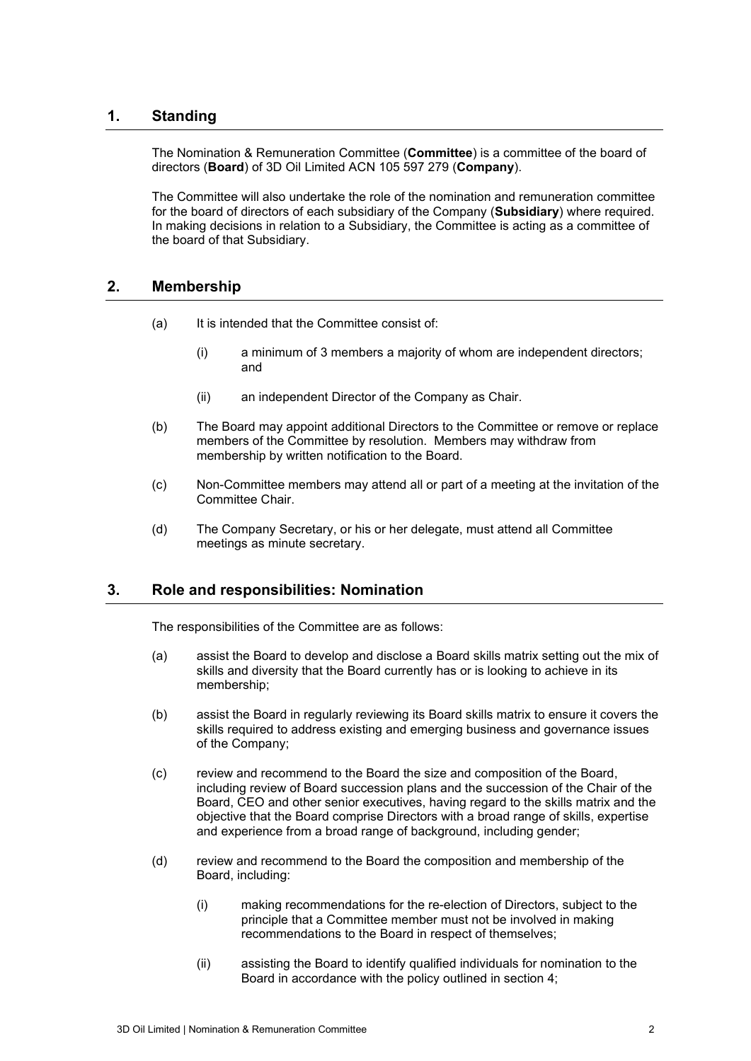## 1. Standing

The Nomination & Remuneration Committee (**Committee**) is a committee of the board of directors (**Board**) of 3D Oil Limited ACN 105 597 279 (**Company**).

The Committee will also undertake the role of the nomination and remuneration committee for the board of directors of each subsidiary of the Company (**Subsidiary**) where required. In making decisions in relation to a Subsidiary, the Committee is acting as a committee of the board of that Subsidiary.

## 2. Membership

(a) It is intended that the Committee consist of:

  (i) a minimum of 3 members a majority of whom are independent directors; and

  (ii) an independent Director of the Company as Chair.

(b) The Board may appoint additional Directors to the Committee or remove or replace members of the Committee by resolution. Members may withdraw from membership by written notification to the Board.

(c) Non-Committee members may attend all or part of a meeting at the invitation of the Committee Chair.

(d) The Company Secretary, or his or her delegate, must attend all Committee meetings as minute secretary.

## 3. Role and responsibilities: Nomination

The responsibilities of the Committee are as follows:

(a) assist the Board to develop and disclose a Board skills matrix setting out the mix of skills and diversity that the Board currently has or is looking to achieve in its membership;

(b) assist the Board in regularly reviewing its Board skills matrix to ensure it covers the skills required to address existing and emerging business and governance issues of the Company;

(c) review and recommend to the Board the size and composition of the Board, including review of Board succession plans and the succession of the Chair of the Board, CEO and other senior executives, having regard to the skills matrix and the objective that the Board comprise Directors with a broad range of skills, expertise and experience from a broad range of background, including gender;

(d) review and recommend to the Board the composition and membership of the Board, including:

  (i) making recommendations for the re-election of Directors, subject to the principle that a Committee member must not be involved in making recommendations to the Board in respect of themselves;

  (ii) assisting the Board to identify qualified individuals for nomination to the Board in accordance with the policy outlined in section 4;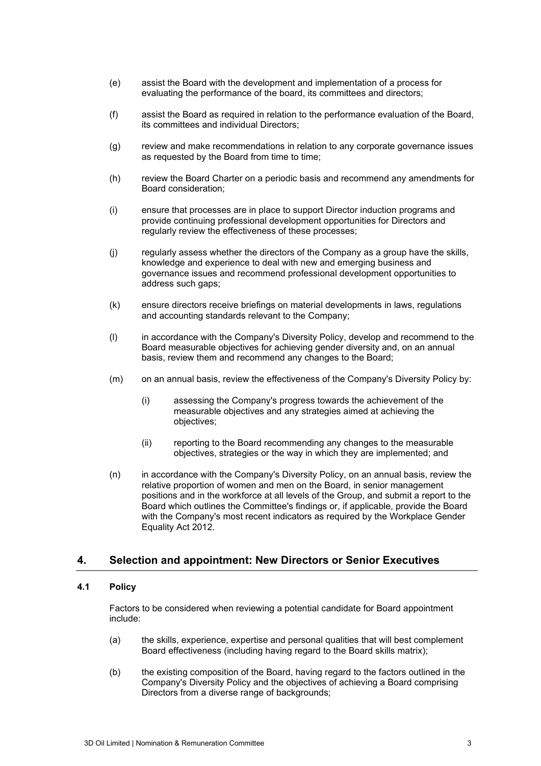(e) assist the Board with the development and implementation of a process for evaluating the performance of the board, its committees and directors;

(f) assist the Board as required in relation to the performance evaluation of the Board, its committees and individual Directors;

(g) review and make recommendations in relation to any corporate governance issues as requested by the Board from time to time;

(h) review the Board Charter on a periodic basis and recommend any amendments for Board consideration;

(i) ensure that processes are in place to support Director induction programs and provide continuing professional development opportunities for Directors and regularly review the effectiveness of these processes;

(j) regularly assess whether the directors of the Company as a group have the skills, knowledge and experience to deal with new and emerging business and governance issues and recommend professional development opportunities to address such gaps;

(k) ensure directors receive briefings on material developments in laws, regulations and accounting standards relevant to the Company;

(l) in accordance with the Company's Diversity Policy, develop and recommend to the Board measurable objectives for achieving gender diversity and, on an annual basis, review them and recommend any changes to the Board;

(m) on an annual basis, review the effectiveness of the Company's Diversity Policy by:

    (i) assessing the Company's progress towards the achievement of the measurable objectives and any strategies aimed at achieving the objectives;

    (ii) reporting to the Board recommending any changes to the measurable objectives, strategies or the way in which they are implemented; and

(n) in accordance with the Company's Diversity Policy, on an annual basis, review the relative proportion of women and men on the Board, in senior management positions and in the workforce at all levels of the Group, and submit a report to the Board which outlines the Committee's findings or, if applicable, provide the Board with the Company's most recent indicators as required by the Workplace Gender Equality Act 2012.

## 4. Selection and appointment: New Directors or Senior Executives

### 4.1 Policy

Factors to be considered when reviewing a potential candidate for Board appointment include:

(a) the skills, experience, expertise and personal qualities that will best complement Board effectiveness (including having regard to the Board skills matrix);

(b) the existing composition of the Board, having regard to the factors outlined in the Company's Diversity Policy and the objectives of achieving a Board comprising Directors from a diverse range of backgrounds;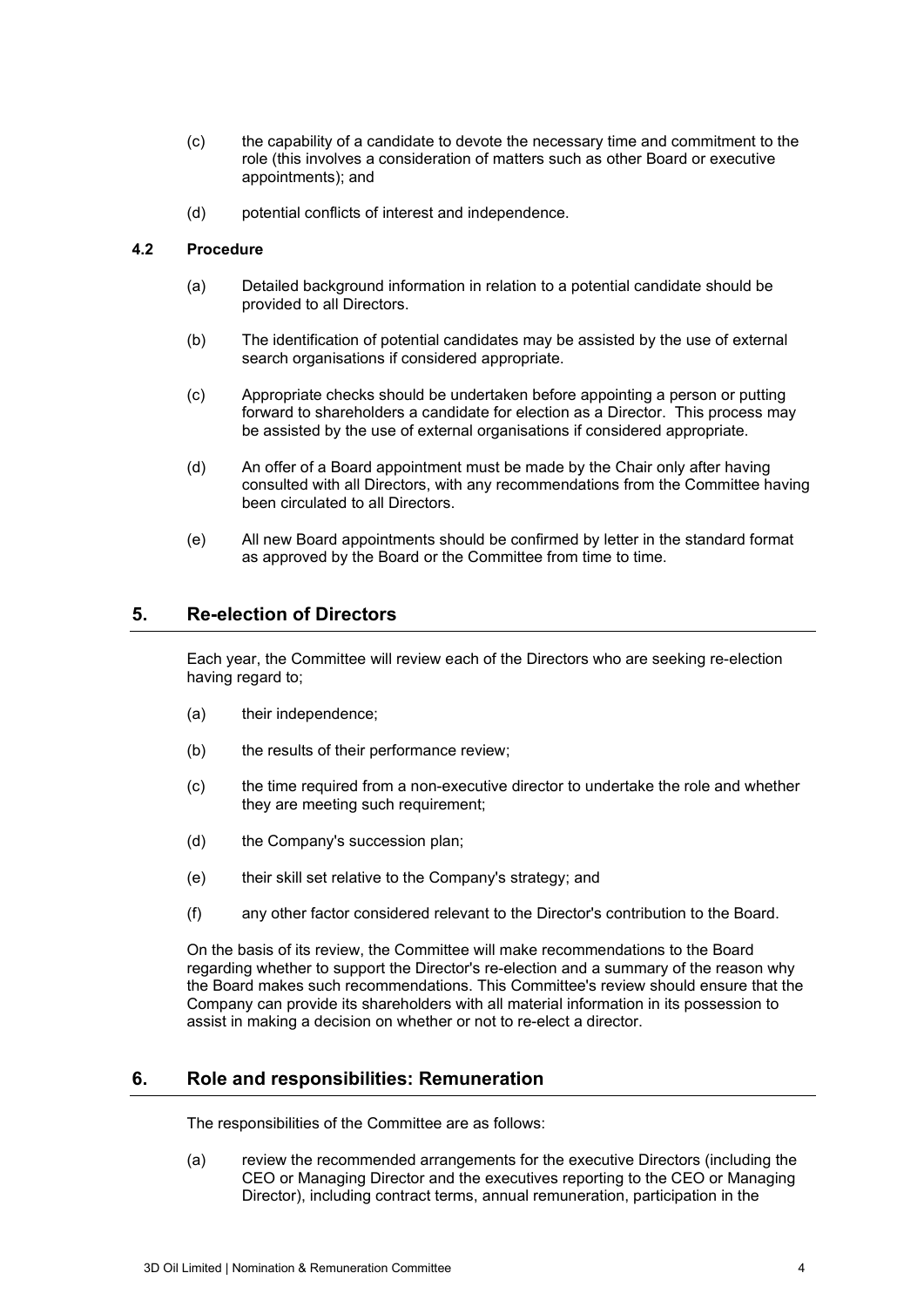(c) the capability of a candidate to devote the necessary time and commitment to the role (this involves a consideration of matters such as other Board or executive appointments); and

(d) potential conflicts of interest and independence.

### 4.2 Procedure

(a) Detailed background information in relation to a potential candidate should be provided to all Directors.

(b) The identification of potential candidates may be assisted by the use of external search organisations if considered appropriate.

(c) Appropriate checks should be undertaken before appointing a person or putting forward to shareholders a candidate for election as a Director. This process may be assisted by the use of external organisations if considered appropriate.

(d) An offer of a Board appointment must be made by the Chair only after having consulted with all Directors, with any recommendations from the Committee having been circulated to all Directors.

(e) All new Board appointments should be confirmed by letter in the standard format as approved by the Board or the Committee from time to time.

## 5. Re-election of Directors

Each year, the Committee will review each of the Directors who are seeking re-election having regard to;

(a) their independence;

(b) the results of their performance review;

(c) the time required from a non-executive director to undertake the role and whether they are meeting such requirement;

(d) the Company's succession plan;

(e) their skill set relative to the Company's strategy; and

(f) any other factor considered relevant to the Director's contribution to the Board.

On the basis of its review, the Committee will make recommendations to the Board regarding whether to support the Director's re-election and a summary of the reason why the Board makes such recommendations. This Committee's review should ensure that the Company can provide its shareholders with all material information in its possession to assist in making a decision on whether or not to re-elect a director.

## 6. Role and responsibilities: Remuneration

The responsibilities of the Committee are as follows:

(a) review the recommended arrangements for the executive Directors (including the CEO or Managing Director and the executives reporting to the CEO or Managing Director), including contract terms, annual remuneration, participation in the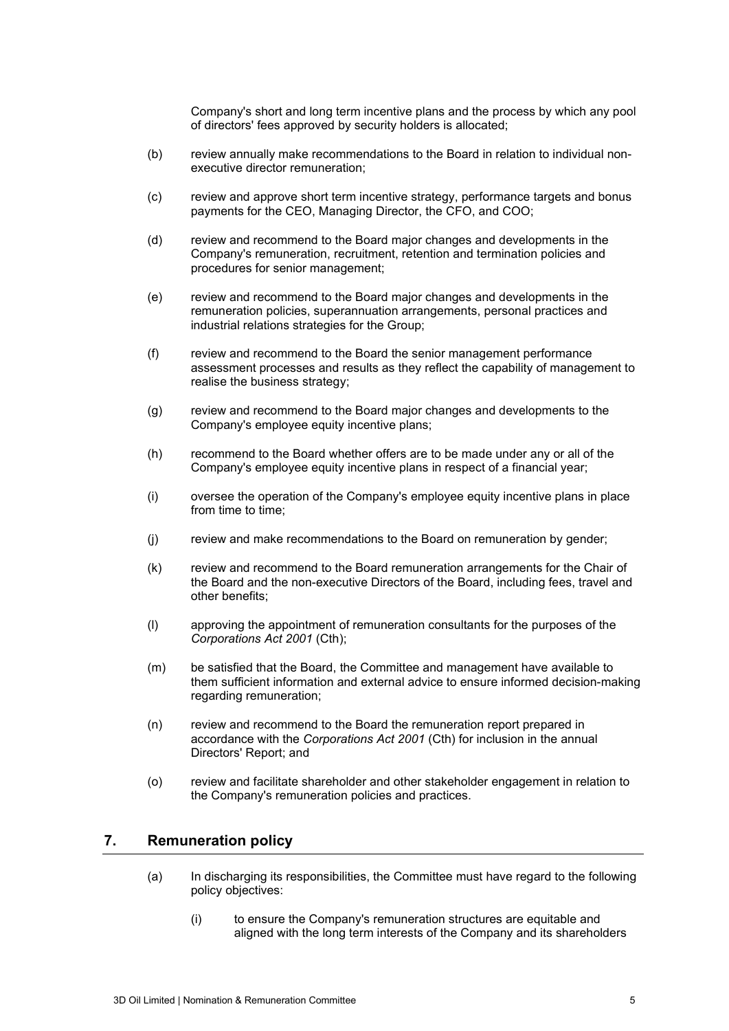Company's short and long term incentive plans and the process by which any pool of directors' fees approved by security holders is allocated;

(b) review annually make recommendations to the Board in relation to individual non-executive director remuneration;

(c) review and approve short term incentive strategy, performance targets and bonus payments for the CEO, Managing Director, the CFO, and COO;

(d) review and recommend to the Board major changes and developments in the Company's remuneration, recruitment, retention and termination policies and procedures for senior management;

(e) review and recommend to the Board major changes and developments in the remuneration policies, superannuation arrangements, personal practices and industrial relations strategies for the Group;

(f) review and recommend to the Board the senior management performance assessment processes and results as they reflect the capability of management to realise the business strategy;

(g) review and recommend to the Board major changes and developments to the Company's employee equity incentive plans;

(h) recommend to the Board whether offers are to be made under any or all of the Company's employee equity incentive plans in respect of a financial year;

(i) oversee the operation of the Company's employee equity incentive plans in place from time to time;

(j) review and make recommendations to the Board on remuneration by gender;

(k) review and recommend to the Board remuneration arrangements for the Chair of the Board and the non-executive Directors of the Board, including fees, travel and other benefits;

(l) approving the appointment of remuneration consultants for the purposes of the *Corporations Act 2001* (Cth);

(m) be satisfied that the Board, the Committee and management have available to them sufficient information and external advice to ensure informed decision-making regarding remuneration;

(n) review and recommend to the Board the remuneration report prepared in accordance with the *Corporations Act 2001* (Cth) for inclusion in the annual Directors' Report; and

(o) review and facilitate shareholder and other stakeholder engagement in relation to the Company's remuneration policies and practices.

## 7. Remuneration policy

(a) In discharging its responsibilities, the Committee must have regard to the following policy objectives:

(i) to ensure the Company's remuneration structures are equitable and aligned with the long term interests of the Company and its shareholders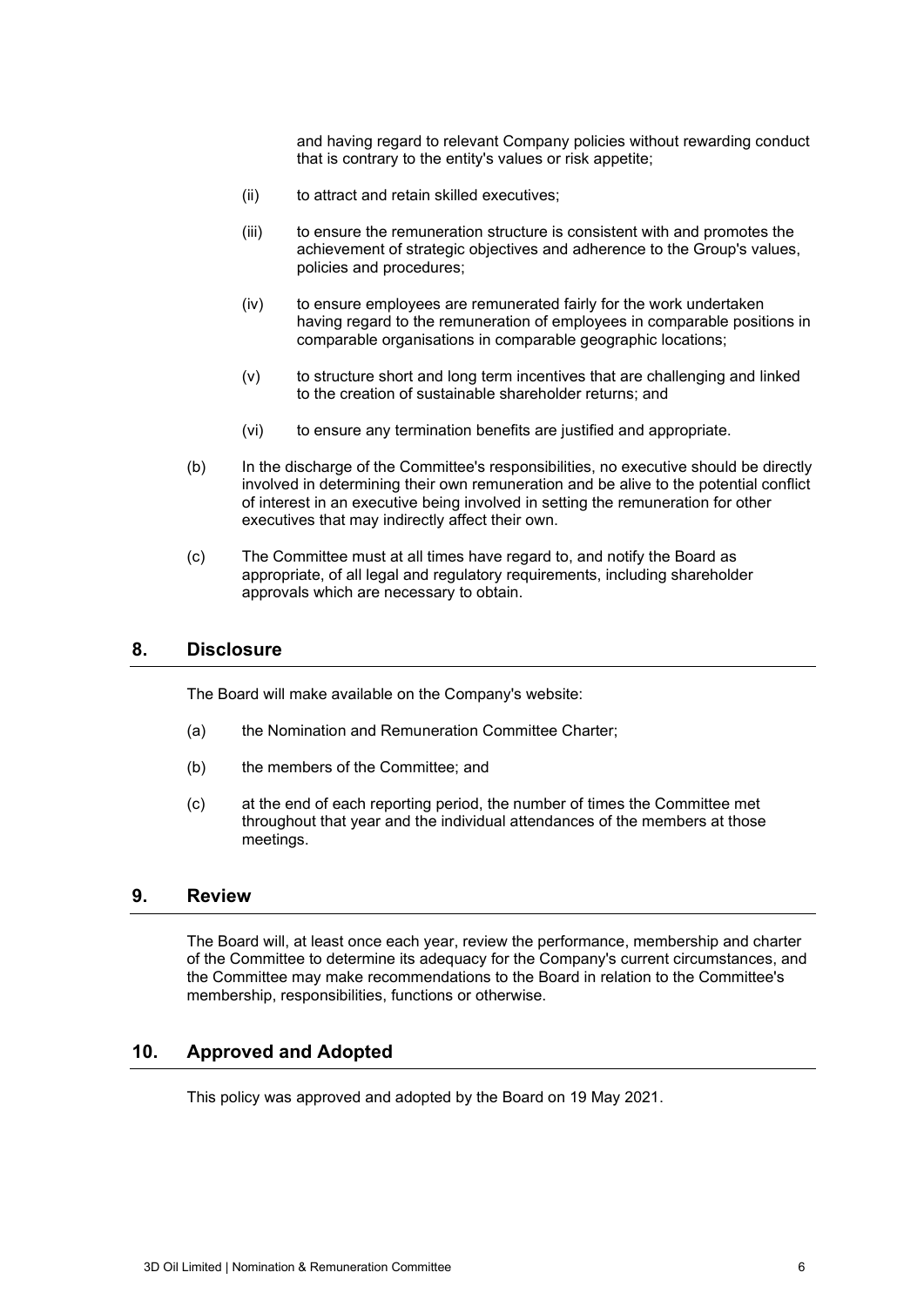and having regard to relevant Company policies without rewarding conduct that is contrary to the entity's values or risk appetite;

(ii) to attract and retain skilled executives;

(iii) to ensure the remuneration structure is consistent with and promotes the achievement of strategic objectives and adherence to the Group's values, policies and procedures;

(iv) to ensure employees are remunerated fairly for the work undertaken having regard to the remuneration of employees in comparable positions in comparable organisations in comparable geographic locations;

(v) to structure short and long term incentives that are challenging and linked to the creation of sustainable shareholder returns; and

(vi) to ensure any termination benefits are justified and appropriate.

(b) In the discharge of the Committee's responsibilities, no executive should be directly involved in determining their own remuneration and be alive to the potential conflict of interest in an executive being involved in setting the remuneration for other executives that may indirectly affect their own.

(c) The Committee must at all times have regard to, and notify the Board as appropriate, of all legal and regulatory requirements, including shareholder approvals which are necessary to obtain.

## 8. Disclosure

The Board will make available on the Company's website:

(a) the Nomination and Remuneration Committee Charter;

(b) the members of the Committee; and

(c) at the end of each reporting period, the number of times the Committee met throughout that year and the individual attendances of the members at those meetings.

## 9. Review

The Board will, at least once each year, review the performance, membership and charter of the Committee to determine its adequacy for the Company's current circumstances, and the Committee may make recommendations to the Board in relation to the Committee's membership, responsibilities, functions or otherwise.

## 10. Approved and Adopted

This policy was approved and adopted by the Board on 19 May 2021.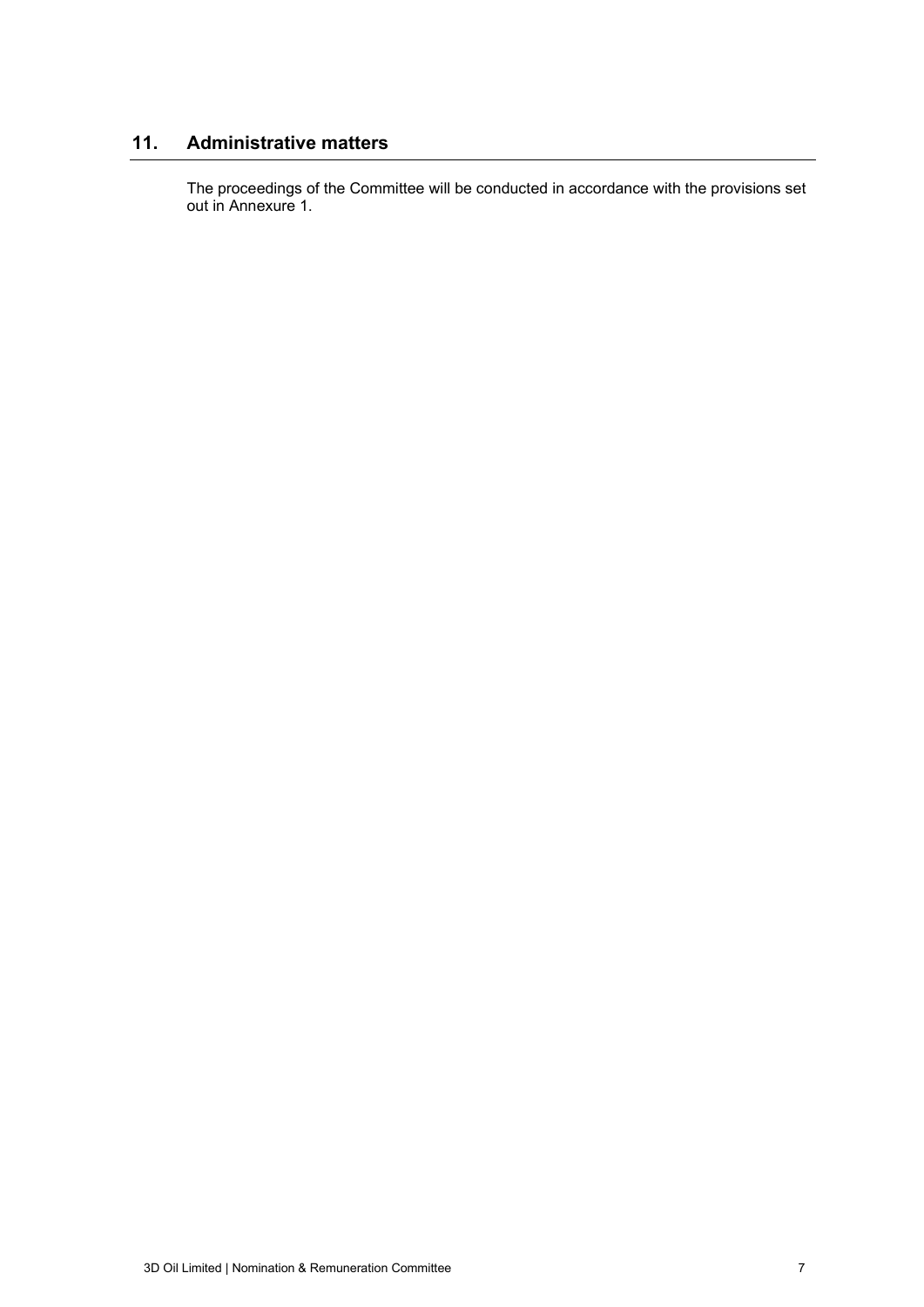## 11. Administrative matters

The proceedings of the Committee will be conducted in accordance with the provisions set out in Annexure 1.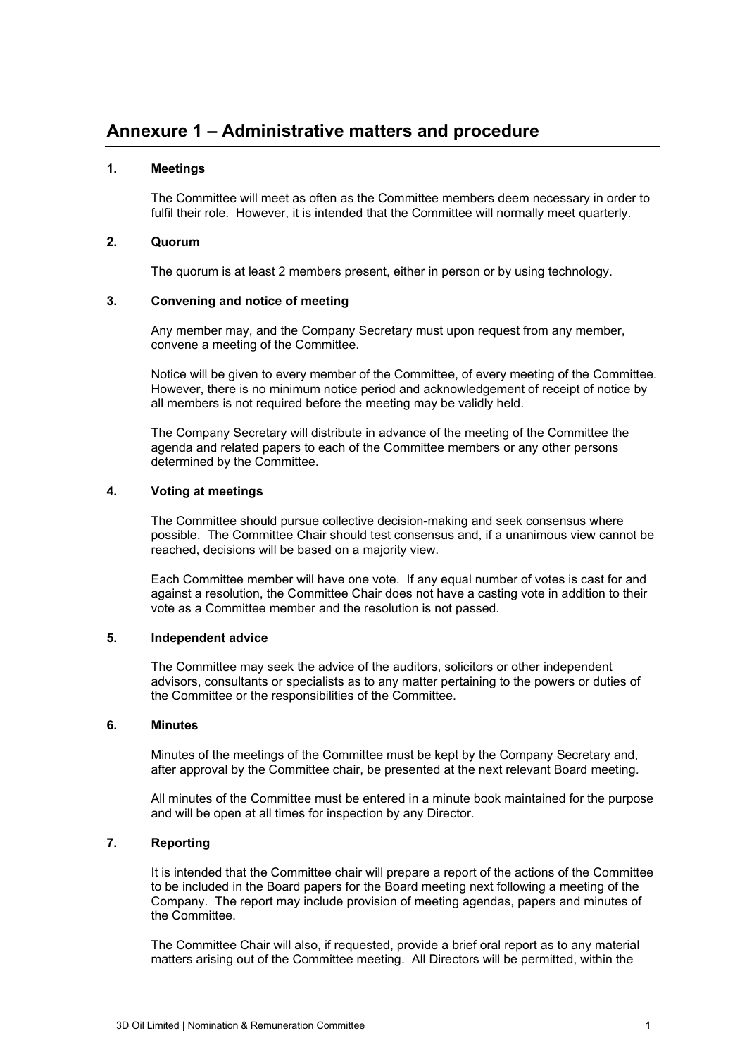# Annexure 1 – Administrative matters and procedure

### 1. Meetings

The Committee will meet as often as the Committee members deem necessary in order to fulfil their role. However, it is intended that the Committee will normally meet quarterly.

### 2. Quorum

The quorum is at least 2 members present, either in person or by using technology.

### 3. Convening and notice of meeting

Any member may, and the Company Secretary must upon request from any member, convene a meeting of the Committee.

Notice will be given to every member of the Committee, of every meeting of the Committee. However, there is no minimum notice period and acknowledgement of receipt of notice by all members is not required before the meeting may be validly held.

The Company Secretary will distribute in advance of the meeting of the Committee the agenda and related papers to each of the Committee members or any other persons determined by the Committee.

### 4. Voting at meetings

The Committee should pursue collective decision-making and seek consensus where possible. The Committee Chair should test consensus and, if a unanimous view cannot be reached, decisions will be based on a majority view.

Each Committee member will have one vote. If any equal number of votes is cast for and against a resolution, the Committee Chair does not have a casting vote in addition to their vote as a Committee member and the resolution is not passed.

### 5. Independent advice

The Committee may seek the advice of the auditors, solicitors or other independent advisors, consultants or specialists as to any matter pertaining to the powers or duties of the Committee or the responsibilities of the Committee.

### 6. Minutes

Minutes of the meetings of the Committee must be kept by the Company Secretary and, after approval by the Committee chair, be presented at the next relevant Board meeting.

All minutes of the Committee must be entered in a minute book maintained for the purpose and will be open at all times for inspection by any Director.

### 7. Reporting

It is intended that the Committee chair will prepare a report of the actions of the Committee to be included in the Board papers for the Board meeting next following a meeting of the Company. The report may include provision of meeting agendas, papers and minutes of the Committee.

The Committee Chair will also, if requested, provide a brief oral report as to any material matters arising out of the Committee meeting. All Directors will be permitted, within the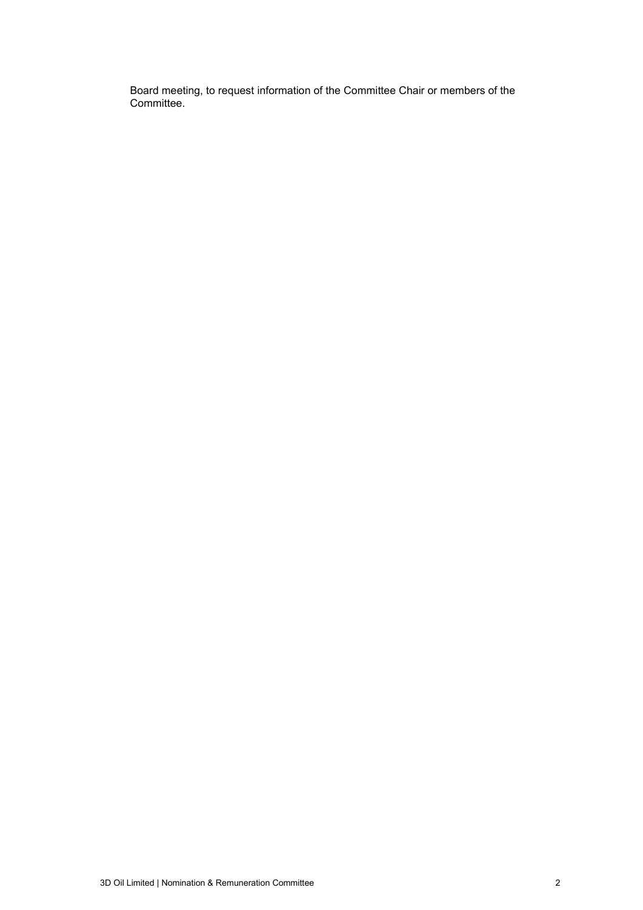Board meeting, to request information of the Committee Chair or members of the Committee.